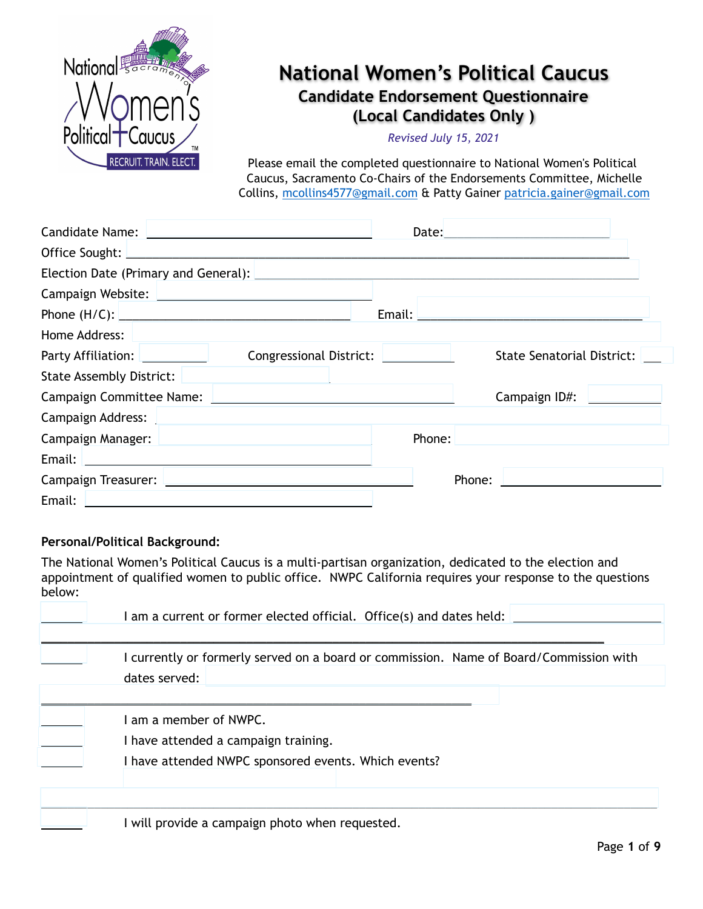# National Women's Political Caucus

## Candidate Endorsement Questionnaire

## (Local Candidates Only )

*Revised July 15, 2021*

Please email the completed questionnaire to National Women's Political Caucus, Sacramento Co-Chairs of the Endorsements Committee, Michelle Collins, mcollins4577@gmail.com & Patty Gainer patricia.gainer@gmail.com

Candidate Name: ______________________________ Date: ______________________

Office Sought: ________________________________________________________________

Election Date (Primary and General): ______________________________________________

Campaign Website: ____________________________

Phone (H/C): ______________________________ Email: ______________________________

Home Address: ________________________________________________________________

Party Affiliation: __________ Congressional District: __________ State Senatorial District: ____

State Assembly District: ____________________

Campaign Committee Name: ________________________________ Campaign ID#: __________

Campaign Address: ____________________________________________________________

Campaign Manager: ____________________________ Phone: ____________________________

Email: ______________________________________

Campaign Treasurer: ______________________________ Phone: ______________________

Email: ______________________________________

**Personal/Political Background:**

The National Women's Political Caucus is a multi-partisan organization, dedicated to the election and appointment of qualified women to public office. NWPC California requires your response to the questions below:

______ I am a current or former elected official. Office(s) and dates held: ______________________

________________________________________________________________________________

______ I currently or formerly served on a board or commission. Name of Board/Commission with dates served: ____________________________________________________________

________________________________________________________________________________

______ I am a member of NWPC.

______ I have attended a campaign training.

______ I have attended NWPC sponsored events. Which events?

________________________________________________________________________________

______ I will provide a campaign photo when requested.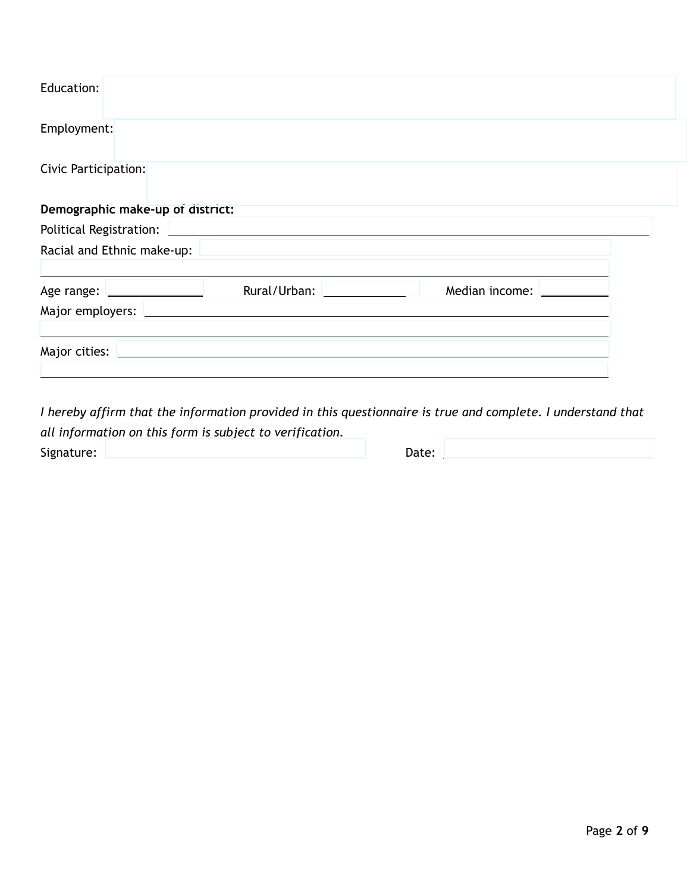Education:

Employment:

Civic Participation:

**Demographic make-up of district:**

Political Registration: ______________________________

Racial and Ethnic make-up: ______________________________

______________________________

Age range: ______________ Rural/Urban: ______________ Median income: ______________

Major employers: ______________________________

______________________________

Major cities: ______________________________

______________________________

*I hereby affirm that the information provided in this questionnaire is true and complete. I understand that all information on this form is subject to verification.*

Signature: ______________________________ Date: ______________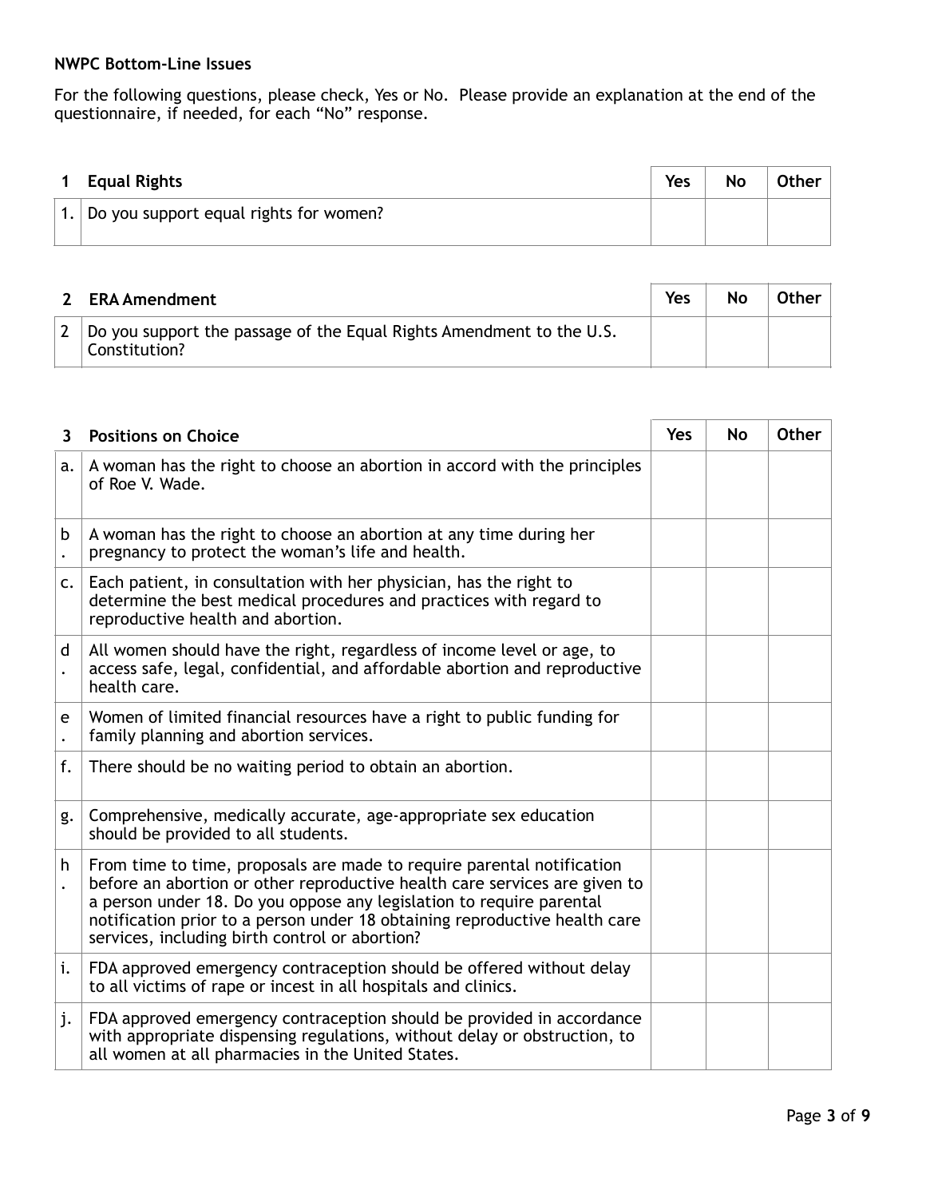**NWPC Bottom-Line Issues**

For the following questions, please check, Yes or No. Please provide an explanation at the end of the questionnaire, if needed, for each "No" response.

| 1 | Equal Rights | Yes | No | Other |
|---|---|---|---|---|
| 1. | Do you support equal rights for women? | | | |

| 2 | ERA Amendment | Yes | No | Other |
|---|---|---|---|---|
| 2 | Do you support the passage of the Equal Rights Amendment to the U.S. Constitution? | | | |

| 3 | Positions on Choice | Yes | No | Other |
|---|---|---|---|---|
| a. | A woman has the right to choose an abortion in accord with the principles of Roe V. Wade. | | | |
| b. | A woman has the right to choose an abortion at any time during her pregnancy to protect the woman's life and health. | | | |
| c. | Each patient, in consultation with her physician, has the right to determine the best medical procedures and practices with regard to reproductive health and abortion. | | | |
| d. | All women should have the right, regardless of income level or age, to access safe, legal, confidential, and affordable abortion and reproductive health care. | | | |
| e. | Women of limited financial resources have a right to public funding for family planning and abortion services. | | | |
| f. | There should be no waiting period to obtain an abortion. | | | |
| g. | Comprehensive, medically accurate, age-appropriate sex education should be provided to all students. | | | |
| h. | From time to time, proposals are made to require parental notification before an abortion or other reproductive health care services are given to a person under 18. Do you oppose any legislation to require parental notification prior to a person under 18 obtaining reproductive health care services, including birth control or abortion? | | | |
| i. | FDA approved emergency contraception should be offered without delay to all victims of rape or incest in all hospitals and clinics. | | | |
| j. | FDA approved emergency contraception should be provided in accordance with appropriate dispensing regulations, without delay or obstruction, to all women at all pharmacies in the United States. | | | |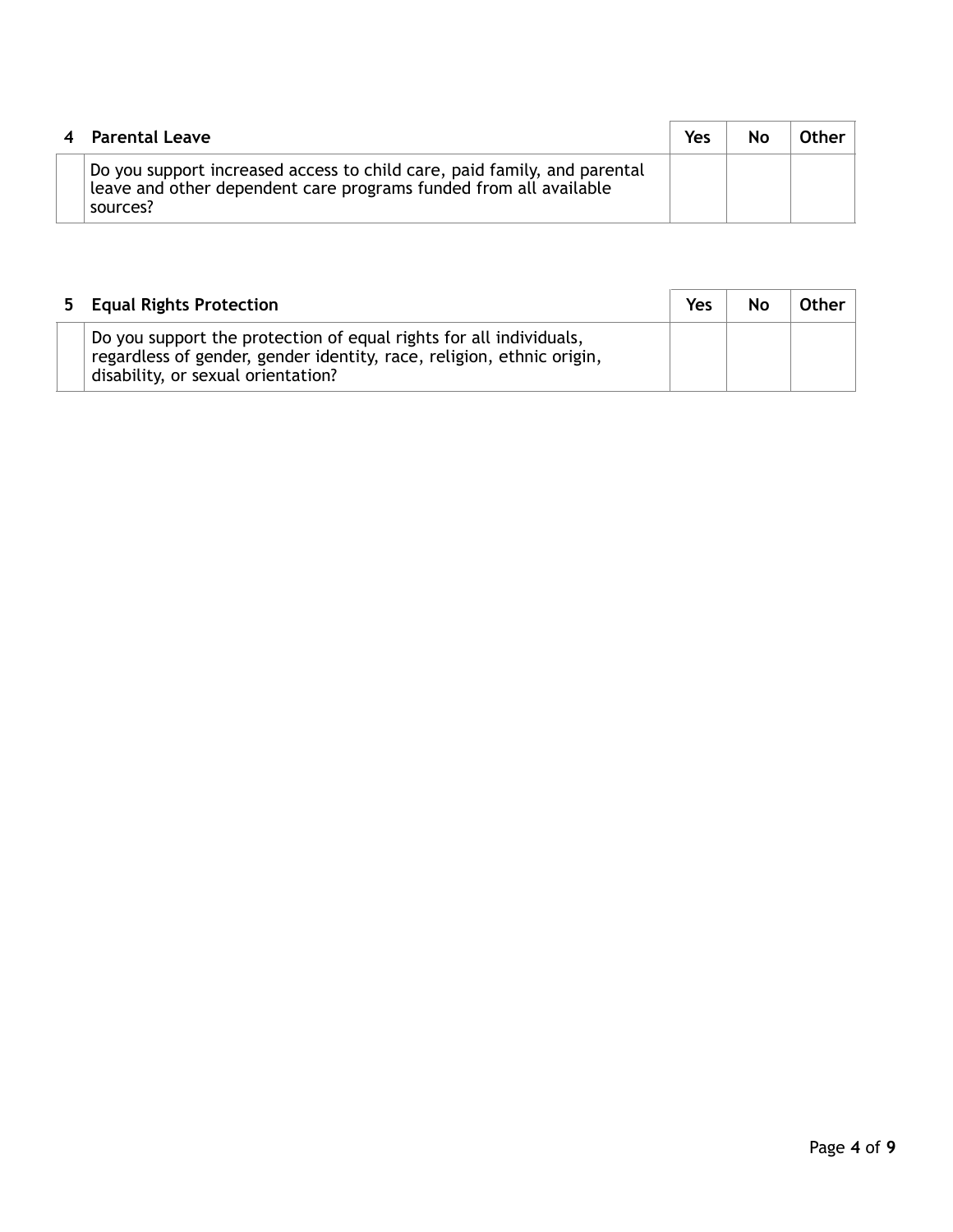| 4 | Parental Leave | Yes | No | Other |
|---|---|---|---|---|
| | Do you support increased access to child care, paid family, and parental leave and other dependent care programs funded from all available sources? | | | |

| 5 | Equal Rights Protection | Yes | No | Other |
|---|---|---|---|---|
| | Do you support the protection of equal rights for all individuals, regardless of gender, gender identity, race, religion, ethnic origin, disability, or sexual orientation? | | | |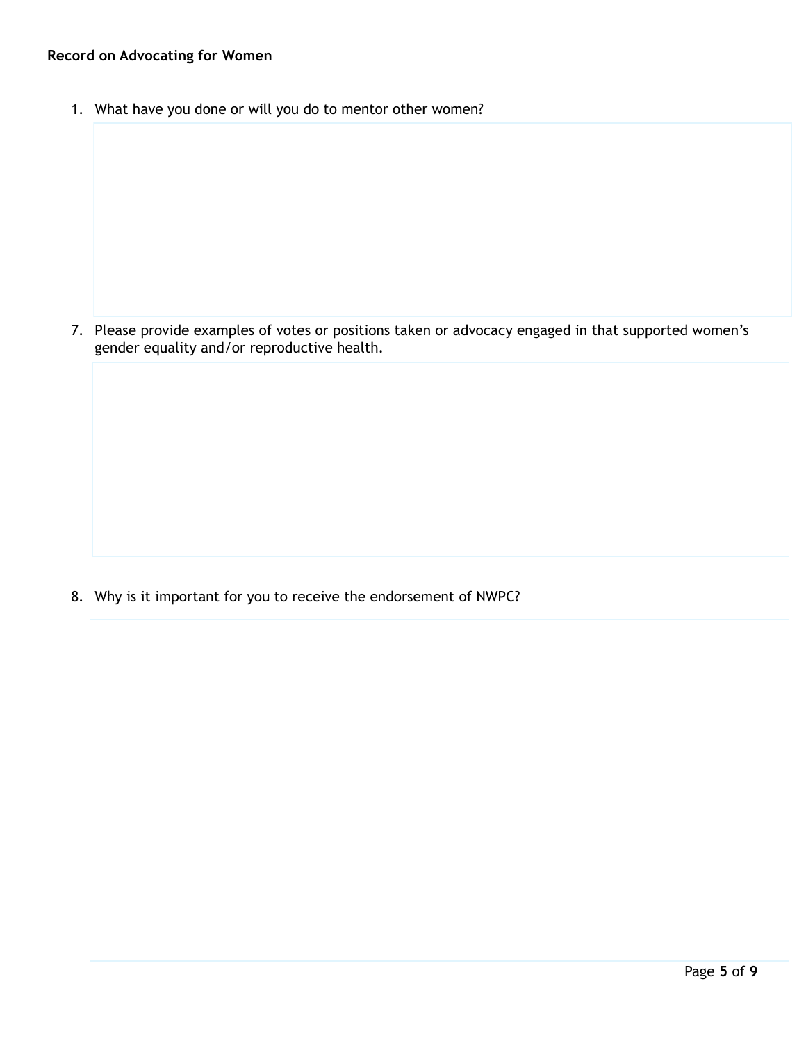**Record on Advocating for Women**

1. What have you done or will you do to mentor other women?

7. Please provide examples of votes or positions taken or advocacy engaged in that supported women's gender equality and/or reproductive health.

8. Why is it important for you to receive the endorsement of NWPC?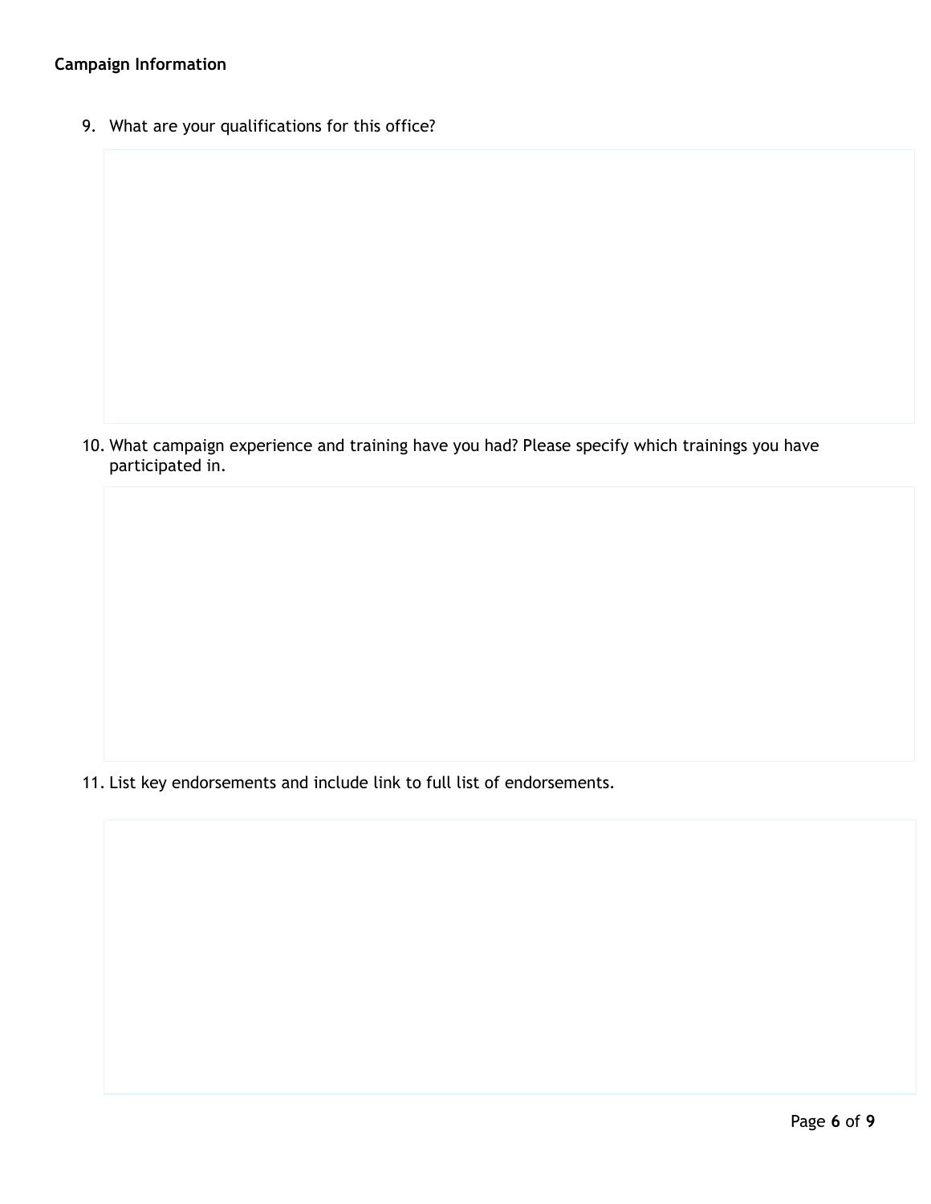**Campaign Information**

9. What are your qualifications for this office?

10. What campaign experience and training have you had? Please specify which trainings you have participated in.

11. List key endorsements and include link to full list of endorsements.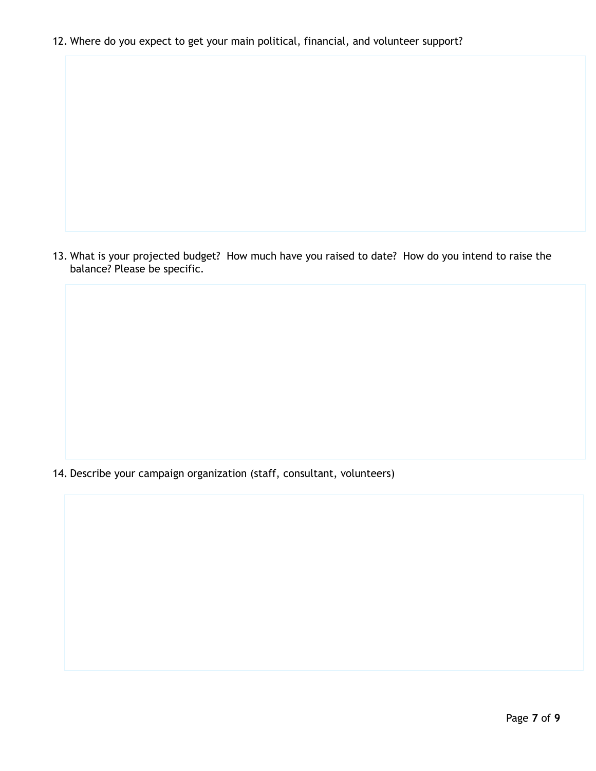12. Where do you expect to get your main political, financial, and volunteer support?

13. What is your projected budget? How much have you raised to date? How do you intend to raise the balance? Please be specific.

14. Describe your campaign organization (staff, consultant, volunteers)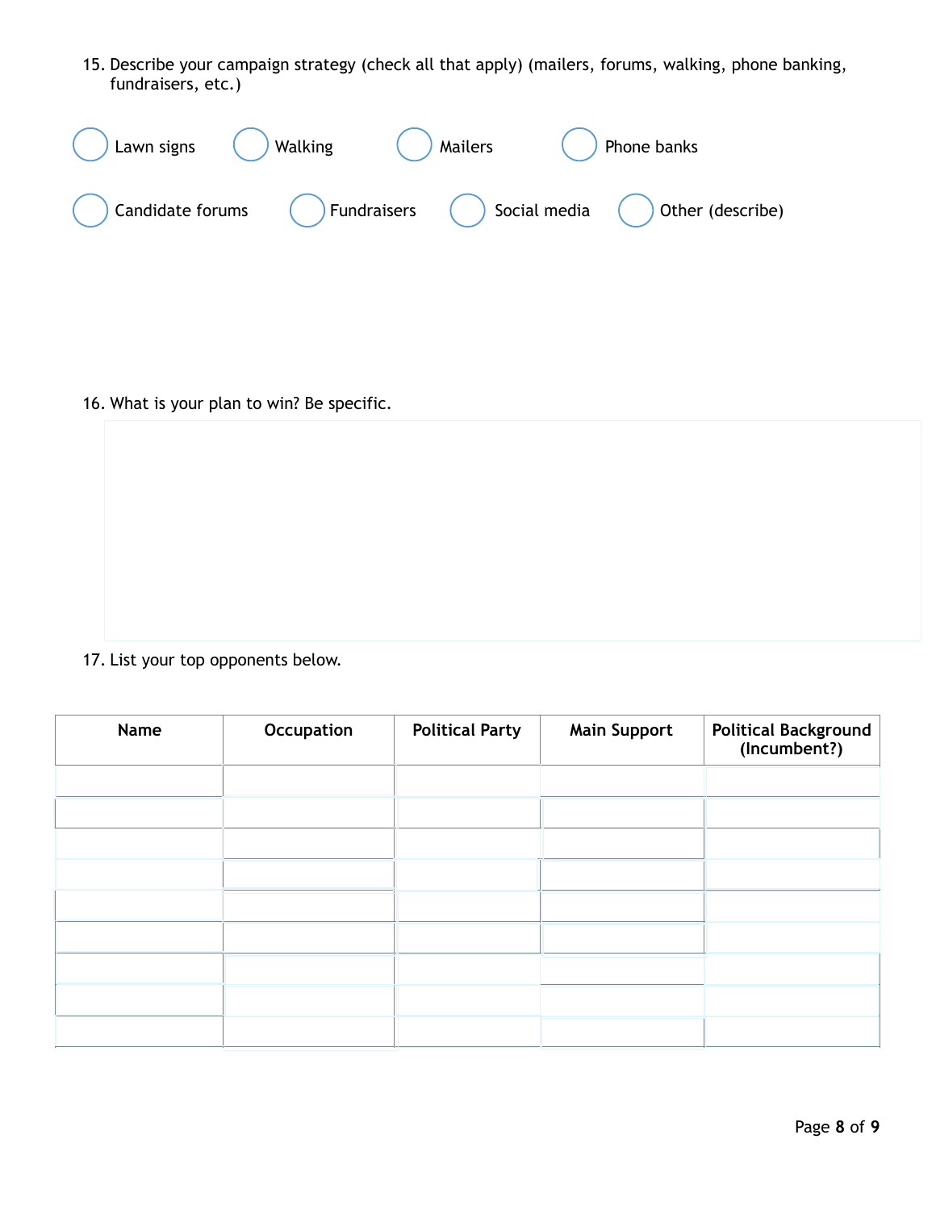15. Describe your campaign strategy (check all that apply) (mailers, forums, walking, phone banking, fundraisers, etc.)

- ◯ Lawn signs
- ◯ Walking
- ◯ Mailers
- ◯ Phone banks
- ◯ Candidate forums
- ◯ Fundraisers
- ◯ Social media
- ◯ Other (describe)

16. What is your plan to win? Be specific.

17. List your top opponents below.

| Name | Occupation | Political Party | Main Support | Political Background (Incumbent?) |
|---|---|---|---|---|
| | | | | |
| | | | | |
| | | | | |
| | | | | |
| | | | | |
| | | | | |
| | | | | |
| | | | | |
| | | | | |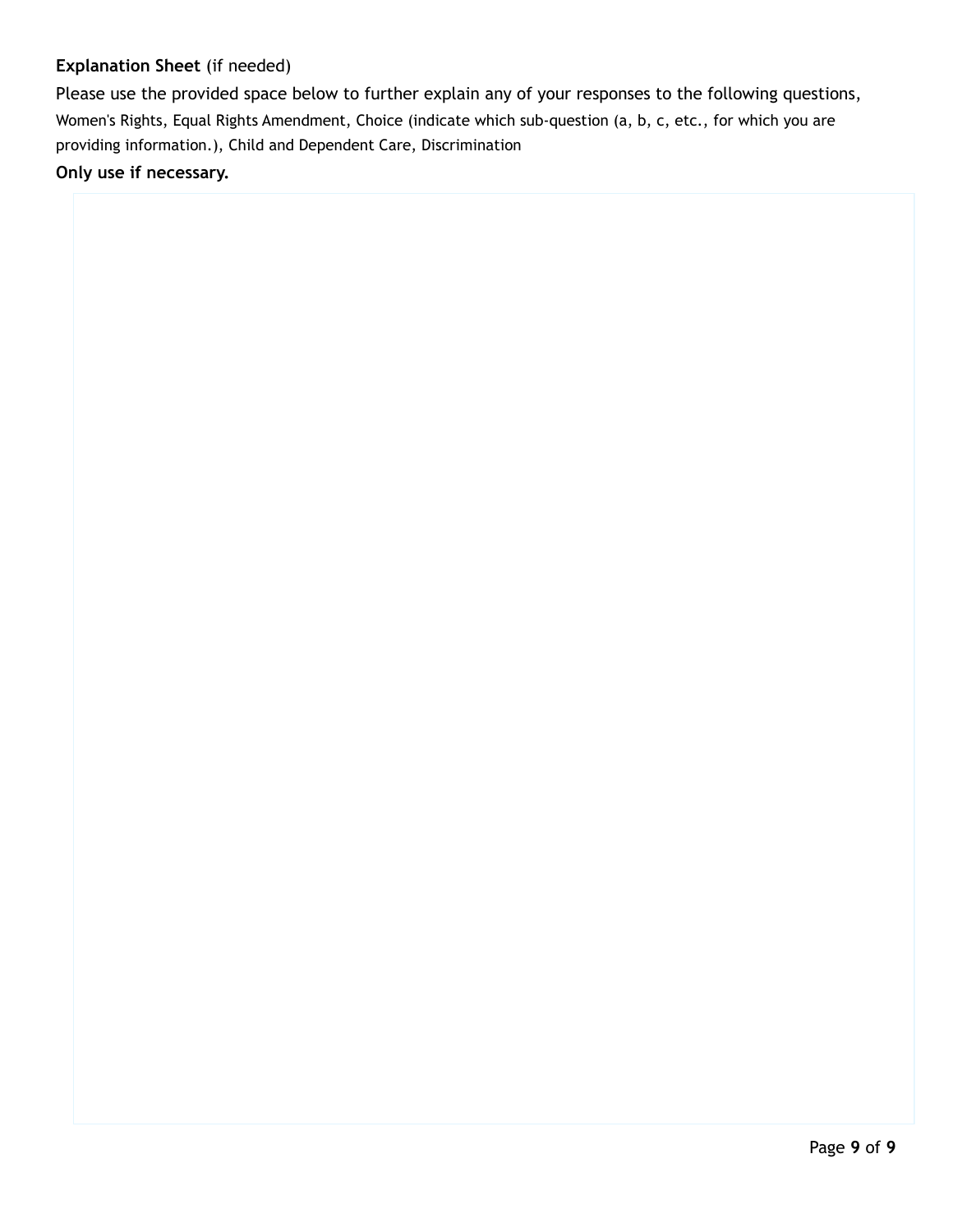**Explanation Sheet** (if needed)

Please use the provided space below to further explain any of your responses to the following questions, Women's Rights, Equal Rights Amendment, Choice (indicate which sub-question (a, b, c, etc., for which you are providing information.), Child and Dependent Care, Discrimination

**Only use if necessary.**